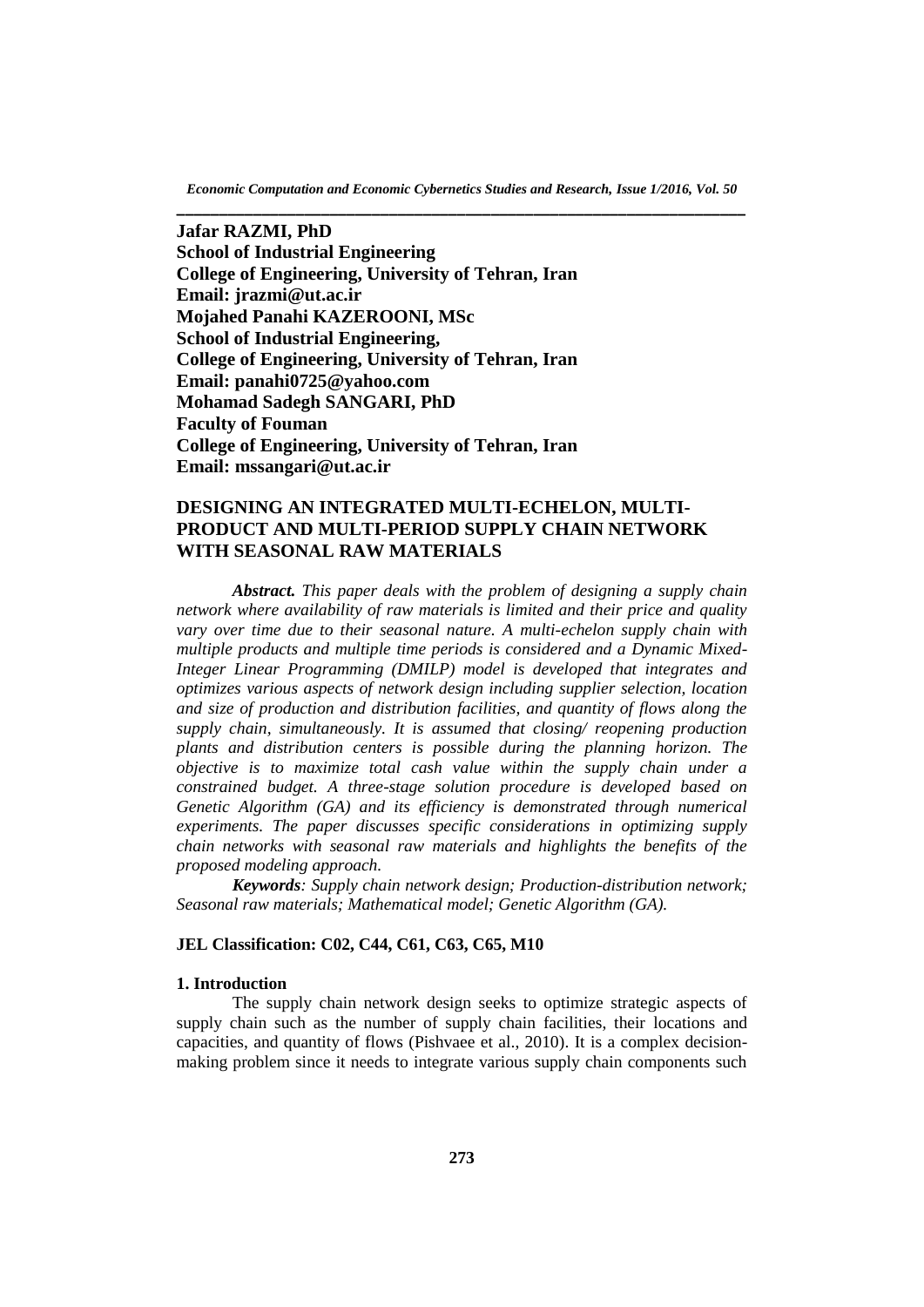**Jafar RAZMI, PhD**
**School of Industrial Engineering**
**College of Engineering, University of Tehran, Iran**
**Email: jrazmi@ut.ac.ir**
**Mojahed Panahi KAZEROONI, MSc**
**School of Industrial Engineering,**
**College of Engineering, University of Tehran, Iran**
**Email: panahi0725@yahoo.com**
**Mohamad Sadegh SANGARI, PhD**
**Faculty of Fouman**
**College of Engineering, University of Tehran, Iran**
**Email: mssangari@ut.ac.ir**

# DESIGNING AN INTEGRATED MULTI-ECHELON, MULTI-PRODUCT AND MULTI-PERIOD SUPPLY CHAIN NETWORK WITH SEASONAL RAW MATERIALS

***Abstract.*** *This paper deals with the problem of designing a supply chain network where availability of raw materials is limited and their price and quality vary over time due to their seasonal nature. A multi-echelon supply chain with multiple products and multiple time periods is considered and a Dynamic Mixed-Integer Linear Programming (DMILP) model is developed that integrates and optimizes various aspects of network design including supplier selection, location and size of production and distribution facilities, and quantity of flows along the supply chain, simultaneously. It is assumed that closing/ reopening production plants and distribution centers is possible during the planning horizon. The objective is to maximize total cash value within the supply chain under a constrained budget. A three-stage solution procedure is developed based on Genetic Algorithm (GA) and its efficiency is demonstrated through numerical experiments. The paper discusses specific considerations in optimizing supply chain networks with seasonal raw materials and highlights the benefits of the proposed modeling approach.*

***Keywords****: Supply chain network design; Production-distribution network; Seasonal raw materials; Mathematical model; Genetic Algorithm (GA).*

**JEL Classification: C02, C44, C61, C63, C65, M10**

## 1. Introduction

The supply chain network design seeks to optimize strategic aspects of supply chain such as the number of supply chain facilities, their locations and capacities, and quantity of flows (Pishvaee et al., 2010). It is a complex decision-making problem since it needs to integrate various supply chain components such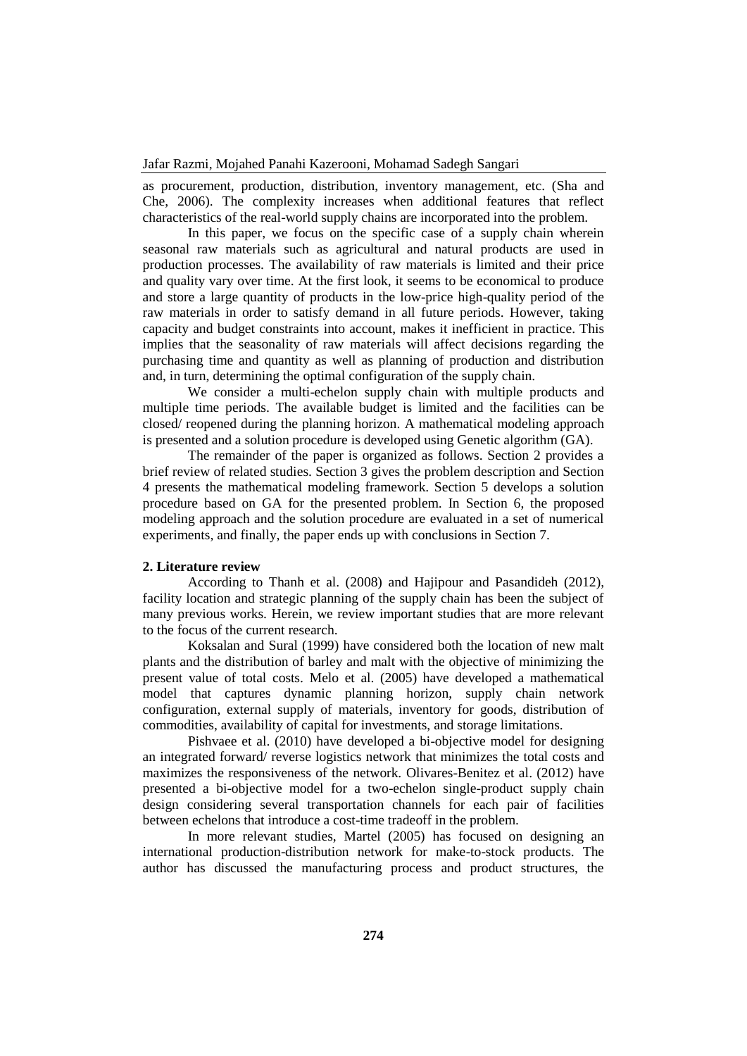as procurement, production, distribution, inventory management, etc. (Sha and Che, 2006). The complexity increases when additional features that reflect characteristics of the real-world supply chains are incorporated into the problem.

In this paper, we focus on the specific case of a supply chain wherein seasonal raw materials such as agricultural and natural products are used in production processes. The availability of raw materials is limited and their price and quality vary over time. At the first look, it seems to be economical to produce and store a large quantity of products in the low-price high-quality period of the raw materials in order to satisfy demand in all future periods. However, taking capacity and budget constraints into account, makes it inefficient in practice. This implies that the seasonality of raw materials will affect decisions regarding the purchasing time and quantity as well as planning of production and distribution and, in turn, determining the optimal configuration of the supply chain.

We consider a multi-echelon supply chain with multiple products and multiple time periods. The available budget is limited and the facilities can be closed/ reopened during the planning horizon. A mathematical modeling approach is presented and a solution procedure is developed using Genetic algorithm (GA).

The remainder of the paper is organized as follows. Section 2 provides a brief review of related studies. Section 3 gives the problem description and Section 4 presents the mathematical modeling framework. Section 5 develops a solution procedure based on GA for the presented problem. In Section 6, the proposed modeling approach and the solution procedure are evaluated in a set of numerical experiments, and finally, the paper ends up with conclusions in Section 7.

## 2. Literature review

According to Thanh et al. (2008) and Hajipour and Pasandideh (2012), facility location and strategic planning of the supply chain has been the subject of many previous works. Herein, we review important studies that are more relevant to the focus of the current research.

Koksalan and Sural (1999) have considered both the location of new malt plants and the distribution of barley and malt with the objective of minimizing the present value of total costs. Melo et al. (2005) have developed a mathematical model that captures dynamic planning horizon, supply chain network configuration, external supply of materials, inventory for goods, distribution of commodities, availability of capital for investments, and storage limitations.

Pishvaee et al. (2010) have developed a bi-objective model for designing an integrated forward/ reverse logistics network that minimizes the total costs and maximizes the responsiveness of the network. Olivares-Benitez et al. (2012) have presented a bi-objective model for a two-echelon single-product supply chain design considering several transportation channels for each pair of facilities between echelons that introduce a cost-time tradeoff in the problem.

In more relevant studies, Martel (2005) has focused on designing an international production-distribution network for make-to-stock products. The author has discussed the manufacturing process and product structures, the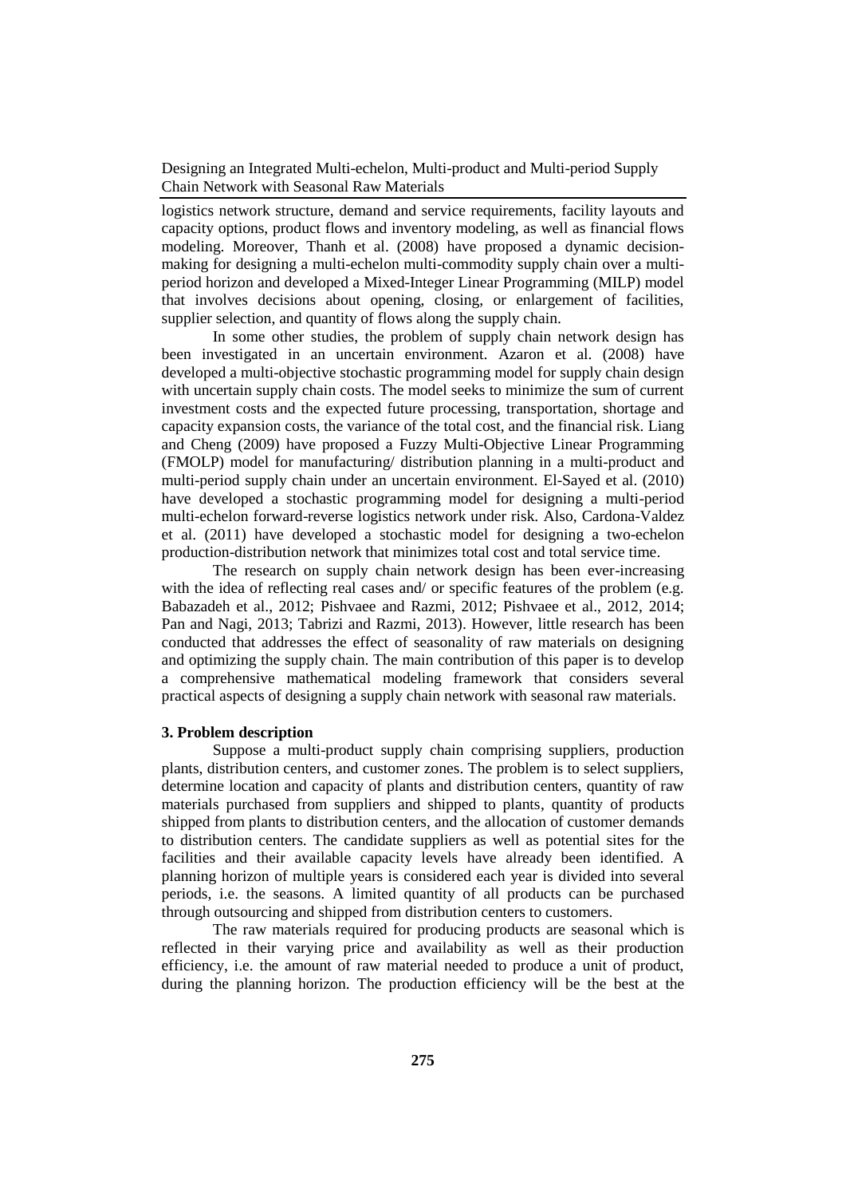logistics network structure, demand and service requirements, facility layouts and capacity options, product flows and inventory modeling, as well as financial flows modeling. Moreover, Thanh et al. (2008) have proposed a dynamic decision-making for designing a multi-echelon multi-commodity supply chain over a multi-period horizon and developed a Mixed-Integer Linear Programming (MILP) model that involves decisions about opening, closing, or enlargement of facilities, supplier selection, and quantity of flows along the supply chain.

In some other studies, the problem of supply chain network design has been investigated in an uncertain environment. Azaron et al. (2008) have developed a multi-objective stochastic programming model for supply chain design with uncertain supply chain costs. The model seeks to minimize the sum of current investment costs and the expected future processing, transportation, shortage and capacity expansion costs, the variance of the total cost, and the financial risk. Liang and Cheng (2009) have proposed a Fuzzy Multi-Objective Linear Programming (FMOLP) model for manufacturing/ distribution planning in a multi-product and multi-period supply chain under an uncertain environment. El-Sayed et al. (2010) have developed a stochastic programming model for designing a multi-period multi-echelon forward-reverse logistics network under risk. Also, Cardona-Valdez et al. (2011) have developed a stochastic model for designing a two-echelon production-distribution network that minimizes total cost and total service time.

The research on supply chain network design has been ever-increasing with the idea of reflecting real cases and/ or specific features of the problem (e.g. Babazadeh et al., 2012; Pishvaee and Razmi, 2012; Pishvaee et al., 2012, 2014; Pan and Nagi, 2013; Tabrizi and Razmi, 2013). However, little research has been conducted that addresses the effect of seasonality of raw materials on designing and optimizing the supply chain. The main contribution of this paper is to develop a comprehensive mathematical modeling framework that considers several practical aspects of designing a supply chain network with seasonal raw materials.

## 3. Problem description

Suppose a multi-product supply chain comprising suppliers, production plants, distribution centers, and customer zones. The problem is to select suppliers, determine location and capacity of plants and distribution centers, quantity of raw materials purchased from suppliers and shipped to plants, quantity of products shipped from plants to distribution centers, and the allocation of customer demands to distribution centers. The candidate suppliers as well as potential sites for the facilities and their available capacity levels have already been identified. A planning horizon of multiple years is considered each year is divided into several periods, i.e. the seasons. A limited quantity of all products can be purchased through outsourcing and shipped from distribution centers to customers.

The raw materials required for producing products are seasonal which is reflected in their varying price and availability as well as their production efficiency, i.e. the amount of raw material needed to produce a unit of product, during the planning horizon. The production efficiency will be the best at the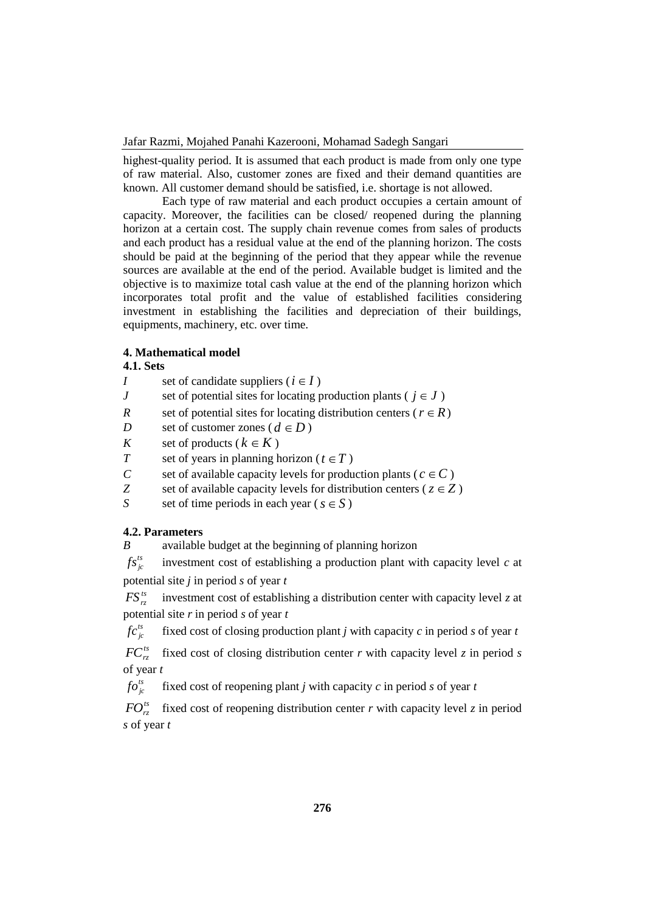highest-quality period. It is assumed that each product is made from only one type of raw material. Also, customer zones are fixed and their demand quantities are known. All customer demand should be satisfied, i.e. shortage is not allowed.

Each type of raw material and each product occupies a certain amount of capacity. Moreover, the facilities can be closed/ reopened during the planning horizon at a certain cost. The supply chain revenue comes from sales of products and each product has a residual value at the end of the planning horizon. The costs should be paid at the beginning of the period that they appear while the revenue sources are available at the end of the period. Available budget is limited and the objective is to maximize total cash value at the end of the planning horizon which incorporates total profit and the value of established facilities considering investment in establishing the facilities and depreciation of their buildings, equipments, machinery, etc. over time.

## 4. Mathematical model

### 4.1. Sets

- $I$ set of candidate suppliers ($i \in I$)
- $J$ set of potential sites for locating production plants ($j \in J$)
- $R$ set of potential sites for locating distribution centers ($r \in R$)
- $D$ set of customer zones ($d \in D$)
- $K$ set of products ($k \in K$)
- $T$ set of years in planning horizon ($t \in T$)
- $C$ set of available capacity levels for production plants ($c \in C$)
- $Z$ set of available capacity levels for distribution centers ($z \in Z$)
- $S$ set of time periods in each year ($s \in S$)

### 4.2. Parameters

- $B$ available budget at the beginning of planning horizon
- $fs_{jc}^{ts}$ investment cost of establishing a production plant with capacity level *c* at potential site *j* in period *s* of year *t*
- $FS_{rz}^{ts}$ investment cost of establishing a distribution center with capacity level *z* at potential site *r* in period *s* of year *t*
- $fc_{jc}^{ts}$ fixed cost of closing production plant *j* with capacity *c* in period *s* of year *t*
- $FC_{rz}^{ts}$ fixed cost of closing distribution center *r* with capacity level *z* in period *s* of year *t*
- $fo_{jc}^{ts}$ fixed cost of reopening plant *j* with capacity *c* in period *s* of year *t*
- $FO_{rz}^{ts}$ fixed cost of reopening distribution center *r* with capacity level *z* in period *s* of year *t*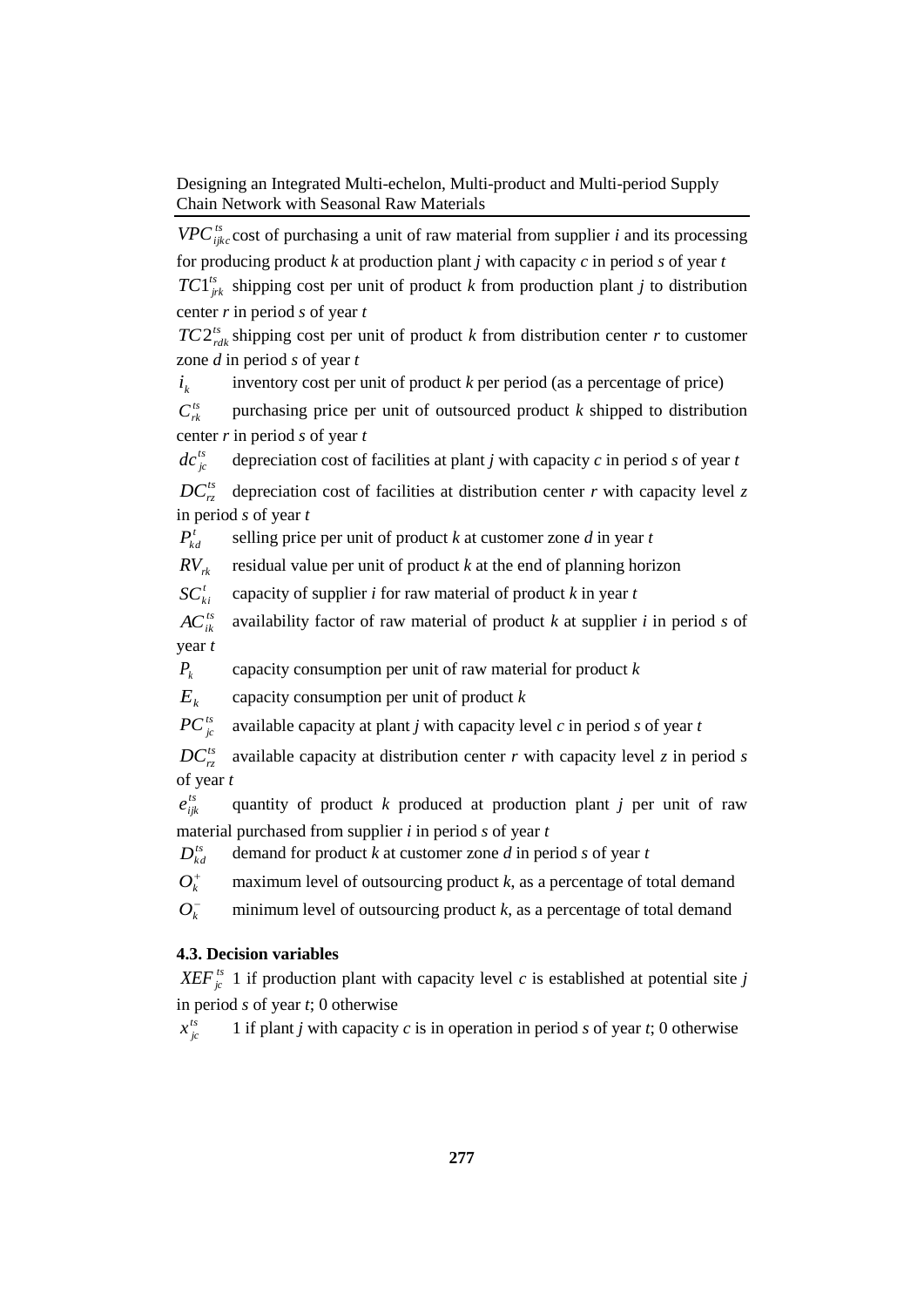$VPC_{ijkc}^{ts}$ cost of purchasing a unit of raw material from supplier *i* and its processing for producing product *k* at production plant *j* with capacity *c* in period *s* of year *t*

$TC1_{jrk}^{ts}$ shipping cost per unit of product *k* from production plant *j* to distribution center *r* in period *s* of year *t*

$TC2_{rdk}^{ts}$ shipping cost per unit of product *k* from distribution center *r* to customer zone *d* in period *s* of year *t*

$i_k$ inventory cost per unit of product *k* per period (as a percentage of price)

$C_{rk}^{ts}$ purchasing price per unit of outsourced product *k* shipped to distribution center *r* in period *s* of year *t*

$dc_{jc}^{ts}$ depreciation cost of facilities at plant *j* with capacity *c* in period *s* of year *t*

$DC_{rz}^{ts}$ depreciation cost of facilities at distribution center *r* with capacity level *z* in period *s* of year *t*

$P_{kd}^{t}$ selling price per unit of product *k* at customer zone *d* in year *t*

$RV_{rk}$ residual value per unit of product *k* at the end of planning horizon

$SC_{ki}^{t}$ capacity of supplier *i* for raw material of product *k* in year *t*

$AC_{ik}^{ts}$ availability factor of raw material of product *k* at supplier *i* in period *s* of year *t*

$P_k$ capacity consumption per unit of raw material for product *k*

$E_k$ capacity consumption per unit of product *k*

$PC_{jc}^{ts}$ available capacity at plant *j* with capacity level *c* in period *s* of year *t*

$DC_{rz}^{ts}$ available capacity at distribution center *r* with capacity level *z* in period *s* of year *t*

$e_{ijk}^{ts}$ quantity of product *k* produced at production plant *j* per unit of raw material purchased from supplier *i* in period *s* of year *t*

$D_{kd}^{ts}$ demand for product *k* at customer zone *d* in period *s* of year *t*

$O_k^{+}$ maximum level of outsourcing product *k*, as a percentage of total demand

$O_k^{-}$ minimum level of outsourcing product *k*, as a percentage of total demand

### 4.3. Decision variables

$XEF_{jc}^{ts}$ 1 if production plant with capacity level *c* is established at potential site *j* in period *s* of year *t*; 0 otherwise

$x_{jc}^{ts}$ 1 if plant *j* with capacity *c* is in operation in period *s* of year *t*; 0 otherwise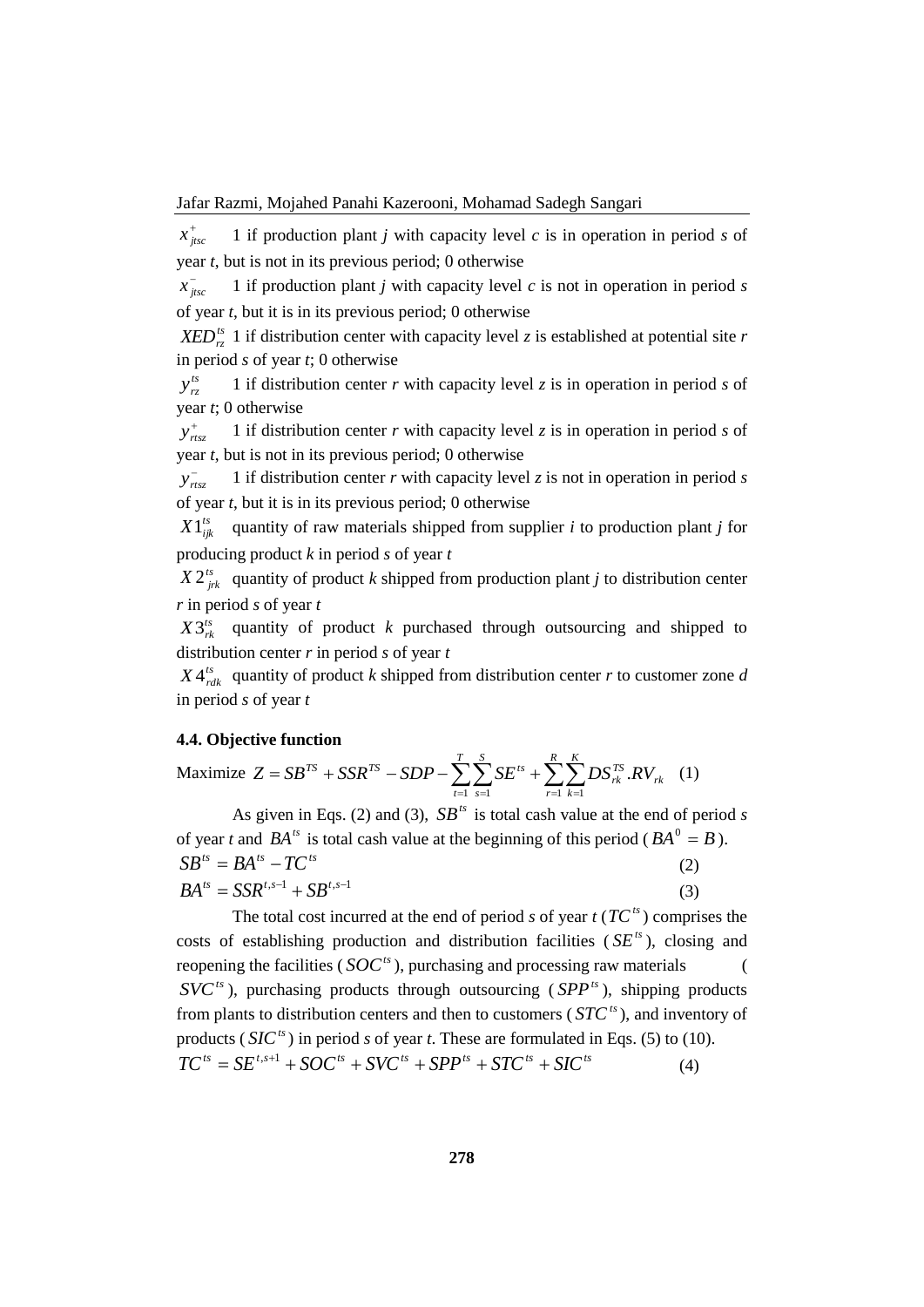$x^{+}_{jtsc}$ 1 if production plant *j* with capacity level *c* is in operation in period *s* of year *t*, but is not in its previous period; 0 otherwise

$x^{-}_{jtsc}$ 1 if production plant *j* with capacity level *c* is not in operation in period *s* of year *t*, but it is in its previous period; 0 otherwise

$XED^{ts}_{rz}$ 1 if distribution center with capacity level *z* is established at potential site *r* in period *s* of year *t*; 0 otherwise

$y^{ts}_{rz}$ 1 if distribution center *r* with capacity level *z* is in operation in period *s* of year *t*; 0 otherwise

$y^{+}_{rtsz}$ 1 if distribution center *r* with capacity level *z* is in operation in period *s* of year *t*, but is not in its previous period; 0 otherwise

$y^{-}_{rtsz}$ 1 if distribution center *r* with capacity level *z* is not in operation in period *s* of year *t*, but it is in its previous period; 0 otherwise

$X1^{ts}_{ijk}$ quantity of raw materials shipped from supplier *i* to production plant *j* for producing product *k* in period *s* of year *t*

$X2^{ts}_{jrk}$ quantity of product *k* shipped from production plant *j* to distribution center *r* in period *s* of year *t*

$X3^{ts}_{rk}$ quantity of product *k* purchased through outsourcing and shipped to distribution center *r* in period *s* of year *t*

$X4^{ts}_{rdk}$ quantity of product *k* shipped from distribution center *r* to customer zone *d* in period *s* of year *t*

### 4.4. Objective function

Maximize $$Z = SB^{TS} + SSR^{TS} - SDP - \sum_{t=1}^{T}\sum_{s=1}^{S} SE^{ts} + \sum_{r=1}^{R}\sum_{k=1}^{K} DS^{TS}_{rk}.RV_{rk} \quad (1)$$

As given in Eqs. (2) and (3), $SB^{ts}$ is total cash value at the end of period *s* of year *t* and $BA^{ts}$ is total cash value at the beginning of this period ($BA^{0} = B$).

$$SB^{ts} = BA^{ts} - TC^{ts} \quad (2)$$

$$BA^{ts} = SSR^{t,s-1} + SB^{t,s-1} \quad (3)$$

The total cost incurred at the end of period *s* of year *t* ($TC^{ts}$) comprises the costs of establishing production and distribution facilities ($SE^{ts}$), closing and reopening the facilities ($SOC^{ts}$), purchasing and processing raw materials ( $SVC^{ts}$), purchasing products through outsourcing ($SPP^{ts}$), shipping products from plants to distribution centers and then to customers ($STC^{ts}$), and inventory of products ($SIC^{ts}$) in period *s* of year *t*. These are formulated in Eqs. (5) to (10).

$$TC^{ts} = SE^{t,s+1} + SOC^{ts} + SVC^{ts} + SPP^{ts} + STC^{ts} + SIC^{ts} \quad (4)$$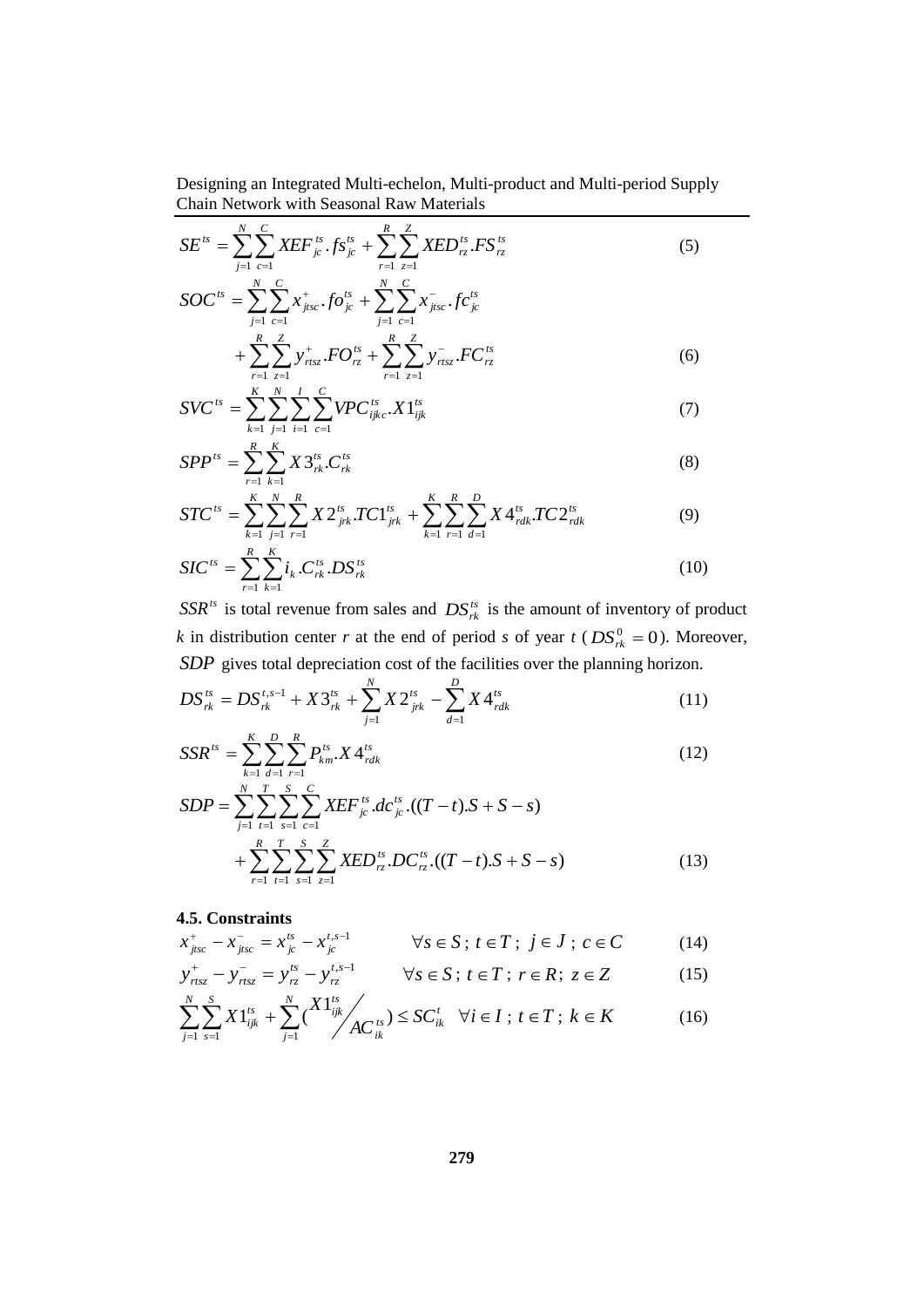$$SE^{ts} = \sum_{j=1}^{N}\sum_{c=1}^{C} XEF_{jc}^{ts} \cdot fs_{jc}^{ts} + \sum_{r=1}^{R}\sum_{z=1}^{Z} XED_{rz}^{ts}.FS_{rz}^{ts} \tag{5}$$

$$SOC^{ts} = \sum_{j=1}^{N}\sum_{c=1}^{C} x_{jtsc}^{+} \cdot fo_{jc}^{ts} + \sum_{j=1}^{N}\sum_{c=1}^{C} x_{jtsc}^{-} \cdot fc_{jc}^{ts} + \sum_{r=1}^{R}\sum_{z=1}^{Z} y_{rtsz}^{+}.FO_{rz}^{ts} + \sum_{r=1}^{R}\sum_{z=1}^{Z} y_{rtsz}^{-}.FC_{rz}^{ts} \tag{6}$$

$$SVC^{ts} = \sum_{k=1}^{K}\sum_{j=1}^{N}\sum_{i=1}^{I}\sum_{c=1}^{C} VPC_{ijkc}^{ts}.X1_{ijk}^{ts} \tag{7}$$

$$SPP^{ts} = \sum_{r=1}^{R}\sum_{k=1}^{K} X3_{rk}^{ts}.C_{rk}^{ts} \tag{8}$$

$$STC^{ts} = \sum_{k=1}^{K}\sum_{j=1}^{N}\sum_{r=1}^{R} X2_{jrk}^{ts}.TC1_{jrk}^{ts} + \sum_{k=1}^{K}\sum_{r=1}^{R}\sum_{d=1}^{D} X4_{rdk}^{ts}.TC2_{rdk}^{ts} \tag{9}$$

$$SIC^{ts} = \sum_{r=1}^{R}\sum_{k=1}^{K} i_k.C_{rk}^{ts}.DS_{rk}^{ts} \tag{10}$$

$SSR^{ts}$ is total revenue from sales and $DS_{rk}^{ts}$ is the amount of inventory of product *k* in distribution center *r* at the end of period *s* of year *t* ($DS_{rk}^{0} = 0$). Moreover, $SDP$ gives total depreciation cost of the facilities over the planning horizon.

$$DS_{rk}^{ts} = DS_{rk}^{t,s-1} + X3_{rk}^{ts} + \sum_{j=1}^{N} X2_{jrk}^{ts} - \sum_{d=1}^{D} X4_{rdk}^{ts} \tag{11}$$

$$SSR^{ts} = \sum_{k=1}^{K}\sum_{d=1}^{D}\sum_{r=1}^{R} P_{km}^{ts}.X4_{rdk}^{ts} \tag{12}$$

$$SDP = \sum_{j=1}^{N}\sum_{t=1}^{T}\sum_{s=1}^{S}\sum_{c=1}^{C} XEF_{jc}^{ts}.dc_{jc}^{ts}.((T-t).S + S - s) + \sum_{r=1}^{R}\sum_{t=1}^{T}\sum_{s=1}^{S}\sum_{z=1}^{Z} XED_{rz}^{ts}.DC_{rz}^{ts}.((T-t).S + S - s) \tag{13}$$

### 4.5. Constraints

$$x_{jtsc}^{+} - x_{jtsc}^{-} = x_{jc}^{ts} - x_{jc}^{t,s-1} \qquad \forall s \in S\,;\, t \in T\,;\; j \in J\,;\, c \in C \tag{14}$$

$$y_{rtsz}^{+} - y_{rtsz}^{-} = y_{rz}^{ts} - y_{rz}^{t,s-1} \qquad \forall s \in S\,;\, t \in T\,;\, r \in R;\; z \in Z \tag{15}$$

$$\sum_{j=1}^{N}\sum_{s=1}^{S} X1_{ijk}^{ts} + \sum_{j=1}^{N} \left( X1_{ijk}^{ts} \Big/ AC_{ik}^{ts} \right) \le SC_{ik}^{t} \quad \forall i \in I\,;\, t \in T\,;\, k \in K \tag{16}$$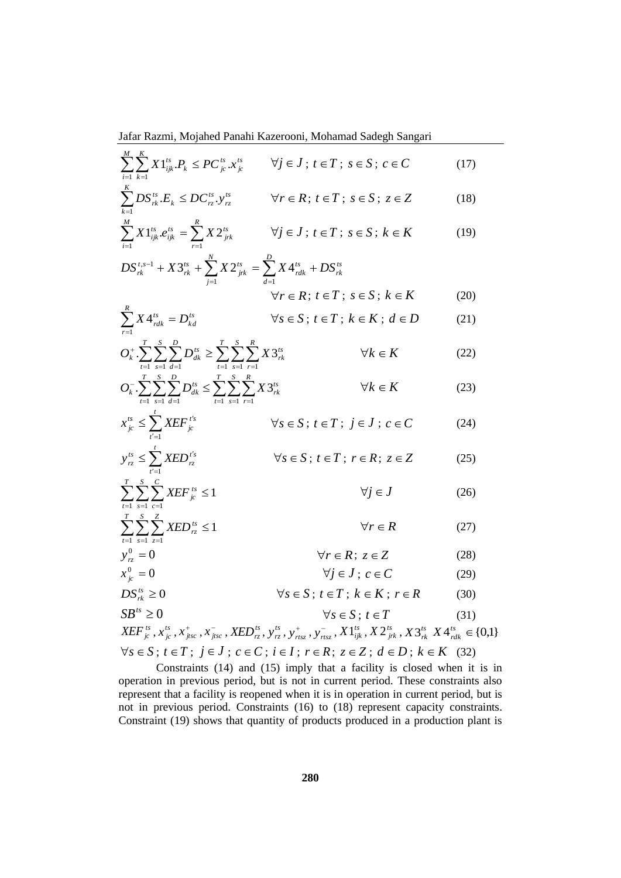$$\sum_{i=1}^{M}\sum_{k=1}^{K} X1_{ijk}^{ts}.P_k \leq PC_{jc}^{ts}.x_{jc}^{ts} \qquad \forall j \in J\,;\, t \in T\,;\, s \in S\,;\, c \in C \tag{17}$$

$$\sum_{k=1}^{K} DS_{rk}^{ts}.E_k \leq DC_{rz}^{ts}.y_{rz}^{ts} \qquad \forall r \in R;\, t \in T\,;\, s \in S\,;\, z \in Z \tag{18}$$

$$\sum_{i=1}^{M} X1_{ijk}^{ts}.e_{ijk}^{ts} = \sum_{r=1}^{R} X2_{jrk}^{ts} \qquad \forall j \in J\,;\, t \in T\,;\, s \in S\,;\, k \in K \tag{19}$$

$$DS_{rk}^{t,s-1} + X3_{rk}^{ts} + \sum_{j=1}^{N} X2_{jrk}^{ts} = \sum_{d=1}^{D} X4_{rdk}^{ts} + DS_{rk}^{ts} \qquad \forall r \in R;\, t \in T\,;\, s \in S\,;\, k \in K \tag{20}$$

$$\sum_{r=1}^{R} X4_{rdk}^{ts} = D_{kd}^{ts} \qquad \forall s \in S\,;\, t \in T\,;\, k \in K\,;\, d \in D \tag{21}$$

$$O_k^{+}.\sum_{t=1}^{T}\sum_{s=1}^{S}\sum_{d=1}^{D} D_{dk}^{ts} \geq \sum_{t=1}^{T}\sum_{s=1}^{S}\sum_{r=1}^{R} X3_{rk}^{ts} \qquad \forall k \in K \tag{22}$$

$$O_k^{-}.\sum_{t=1}^{T}\sum_{s=1}^{S}\sum_{d=1}^{D} D_{dk}^{ts} \leq \sum_{t=1}^{T}\sum_{s=1}^{S}\sum_{r=1}^{R} X3_{rk}^{ts} \qquad \forall k \in K \tag{23}$$

$$x_{jc}^{ts} \leq \sum_{t'=1}^{t} XEF_{jc}^{t's} \qquad \forall s \in S\,;\, t \in T\,;\, j \in J\,;\, c \in C \tag{24}$$

$$y_{rz}^{ts} \leq \sum_{t'=1}^{t} XED_{rz}^{t's} \qquad \forall s \in S\,;\, t \in T\,;\, r \in R;\, z \in Z \tag{25}$$

$$\sum_{t=1}^{T}\sum_{s=1}^{S}\sum_{c=1}^{C} XEF_{jc}^{ts} \leq 1 \qquad \forall j \in J \tag{26}$$

$$\sum_{t=1}^{T}\sum_{s=1}^{S}\sum_{z=1}^{Z} XED_{rz}^{ts} \leq 1 \qquad \forall r \in R \tag{27}$$

$$y_{rz}^{0} = 0 \qquad \forall r \in R;\, z \in Z \tag{28}$$

$$x_{jc}^{0} = 0 \qquad \forall j \in J\,;\, c \in C \tag{29}$$

$$DS_{rk}^{ts} \geq 0 \qquad \forall s \in S\,;\, t \in T\,;\, k \in K\,;\, r \in R \tag{30}$$

$$SB^{ts} \geq 0 \qquad \forall s \in S\,;\, t \in T \tag{31}$$

$$XEF_{jc}^{ts}, x_{jc}^{ts}, x_{jtsc}^{+}, x_{jtsc}^{-}, XED_{rz}^{ts}, y_{rz}^{ts}, y_{rtsz}^{+}, y_{rtsz}^{-}, X1_{ijk}^{ts}, X2_{jrk}^{ts}, X3_{rk}^{ts}\ X4_{rdk}^{ts} \in \{0,1\}$$

$$\forall s \in S\,;\, t \in T\,;\, j \in J\,;\, c \in C\,;\, i \in I\,;\, r \in R;\, z \in Z\,;\, d \in D\,;\, k \in K \tag{32}$$

Constraints (14) and (15) imply that a facility is closed when it is in operation in previous period, but is not in current period. These constraints also represent that a facility is reopened when it is in operation in current period, but is not in previous period. Constraints (16) to (18) represent capacity constraints. Constraint (19) shows that quantity of products produced in a production plant is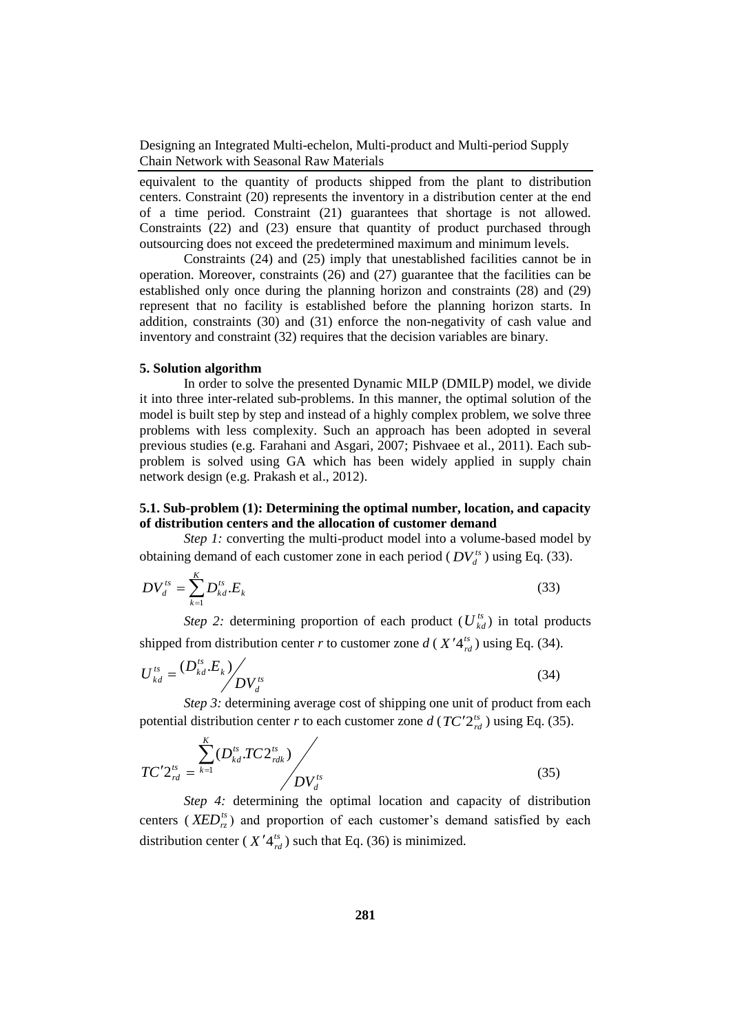equivalent to the quantity of products shipped from the plant to distribution centers. Constraint (20) represents the inventory in a distribution center at the end of a time period. Constraint (21) guarantees that shortage is not allowed. Constraints (22) and (23) ensure that quantity of product purchased through outsourcing does not exceed the predetermined maximum and minimum levels.

Constraints (24) and (25) imply that unestablished facilities cannot be in operation. Moreover, constraints (26) and (27) guarantee that the facilities can be established only once during the planning horizon and constraints (28) and (29) represent that no facility is established before the planning horizon starts. In addition, constraints (30) and (31) enforce the non-negativity of cash value and inventory and constraint (32) requires that the decision variables are binary.

## 5. Solution algorithm

In order to solve the presented Dynamic MILP (DMILP) model, we divide it into three inter-related sub-problems. In this manner, the optimal solution of the model is built step by step and instead of a highly complex problem, we solve three problems with less complexity. Such an approach has been adopted in several previous studies (e.g. Farahani and Asgari, 2007; Pishvaee et al., 2011). Each sub-problem is solved using GA which has been widely applied in supply chain network design (e.g. Prakash et al., 2012).

### 5.1. Sub-problem (1): Determining the optimal number, location, and capacity of distribution centers and the allocation of customer demand

*Step 1:* converting the multi-product model into a volume-based model by obtaining demand of each customer zone in each period ($DV_d^{ts}$) using Eq. (33).

$$DV_d^{ts} = \sum_{k=1}^{K} D_{kd}^{ts}.E_k \tag{33}$$

*Step 2:* determining proportion of each product ($U_{kd}^{ts}$) in total products shipped from distribution center $r$ to customer zone $d$ ($X'4_{rd}^{ts}$) using Eq. (34).

$$U_{kd}^{ts} = {(D_{kd}^{ts}.E_k)}\Big/{DV_d^{ts}} \tag{34}$$

*Step 3:* determining average cost of shipping one unit of product from each potential distribution center $r$ to each customer zone $d$ ($TC'2_{rd}^{ts}$) using Eq. (35).

$$TC'2_{rd}^{ts} = {\sum_{k=1}^{K}(D_{kd}^{ts}.TC2_{rdk}^{ts})}\Big/{DV_d^{ts}} \tag{35}$$

*Step 4:* determining the optimal location and capacity of distribution centers ($XED_{rz}^{ts}$) and proportion of each customer's demand satisfied by each distribution center ($X'4_{rd}^{ts}$) such that Eq. (36) is minimized.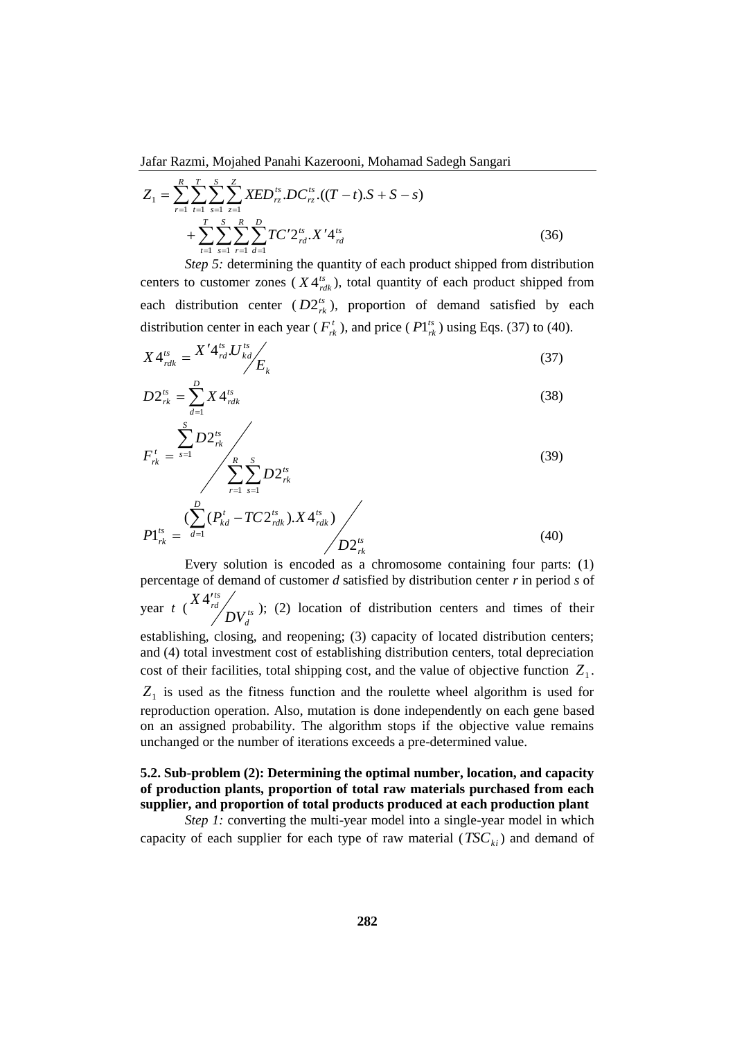$$Z_1 = \sum_{r=1}^{R}\sum_{t=1}^{T}\sum_{s=1}^{S}\sum_{z=1}^{Z} XED_{rz}^{ts}.DC_{rz}^{ts}.((T-t).S+S-s) + \sum_{t=1}^{T}\sum_{s=1}^{S}\sum_{r=1}^{R}\sum_{d=1}^{D} TC'2_{rd}^{ts}.X'4_{rd}^{ts} \tag{36}$$

*Step 5:* determining the quantity of each product shipped from distribution centers to customer zones ($X4_{rdk}^{ts}$), total quantity of each product shipped from each distribution center ($D2_{rk}^{ts}$), proportion of demand satisfied by each distribution center in each year ($F_{rk}^{t}$), and price ($P1_{rk}^{ts}$) using Eqs. (37) to (40).

$$X4_{rdk}^{ts} = X'4_{rd}^{ts}.U_{kd}^{ts} \Big/ E_k \tag{37}$$

$$D2_{rk}^{ts} = \sum_{d=1}^{D} X4_{rdk}^{ts} \tag{38}$$

$$F_{rk}^{t} = \sum_{s=1}^{S} D2_{rk}^{ts} \Big/ \sum_{r=1}^{R}\sum_{s=1}^{S} D2_{rk}^{ts} \tag{39}$$

$$P1_{rk}^{ts} = \left(\sum_{d=1}^{D} (P_{kd}^{t} - TC2_{rdk}^{ts}).X4_{rdk}^{ts}\right) \Big/ D2_{rk}^{ts} \tag{40}$$

Every solution is encoded as a chromosome containing four parts: (1) percentage of demand of customer *d* satisfied by distribution center *r* in period *s* of year *t* ($X4'^{ts}_{rd} / DV_d^{ts}$); (2) location of distribution centers and times of their establishing, closing, and reopening; (3) capacity of located distribution centers; and (4) total investment cost of establishing distribution centers, total depreciation cost of their facilities, total shipping cost, and the value of objective function $Z_1$. $Z_1$ is used as the fitness function and the roulette wheel algorithm is used for reproduction operation. Also, mutation is done independently on each gene based on an assigned probability. The algorithm stops if the objective value remains unchanged or the number of iterations exceeds a pre-determined value.

### 5.2. Sub-problem (2): Determining the optimal number, location, and capacity of production plants, proportion of total raw materials purchased from each supplier, and proportion of total products produced at each production plant

*Step 1:* converting the multi-year model into a single-year model in which capacity of each supplier for each type of raw material ($TSC_{ki}$) and demand of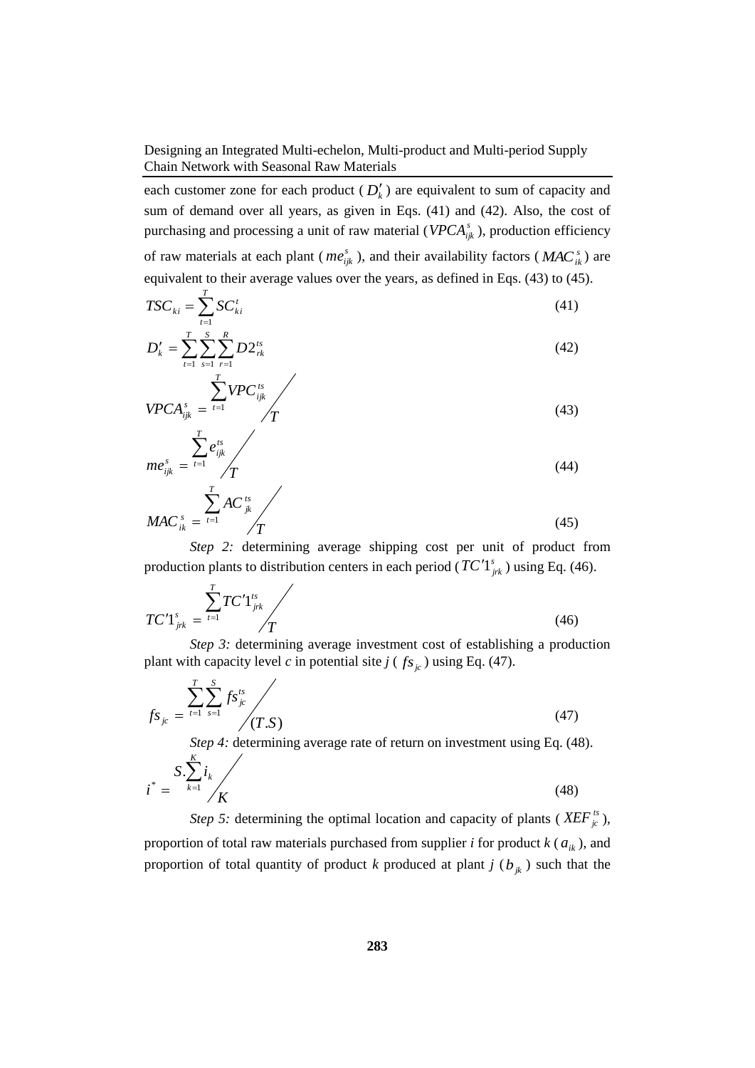each customer zone for each product ( $D'_k$ ) are equivalent to sum of capacity and sum of demand over all years, as given in Eqs. (41) and (42). Also, the cost of purchasing and processing a unit of raw material ($VPCA^s_{ijk}$), production efficiency of raw materials at each plant ( $me^s_{ijk}$ ), and their availability factors ( $MAC^s_{ik}$ ) are equivalent to their average values over the years, as defined in Eqs. (43) to (45).

$$TSC_{ki} = \sum_{t=1}^{T} SC^t_{ki} \tag{41}$$

$$D'_k = \sum_{t=1}^{T}\sum_{s=1}^{S}\sum_{r=1}^{R} D2^{ts}_{rk} \tag{42}$$

$$VPCA^s_{ijk} = \sum_{t=1}^{T} VPC^{ts}_{ijk} \Big/ T \tag{43}$$

$$me^s_{ijk} = \sum_{t=1}^{T} e^{ts}_{ijk} \Big/ T \tag{44}$$

$$MAC^s_{ik} = \sum_{t=1}^{T} AC^{ts}_{jk} \Big/ T \tag{45}$$

*Step 2:* determining average shipping cost per unit of product from production plants to distribution centers in each period ( $TC'1^s_{jrk}$ ) using Eq. (46).

$$TC'1^s_{jrk} = \sum_{t=1}^{T} TC'1^{ts}_{jrk} \Big/ T \tag{46}$$

*Step 3:* determining average investment cost of establishing a production plant with capacity level *c* in potential site *j* ( $fs_{jc}$ ) using Eq. (47).

$$fs_{jc} = \sum_{t=1}^{T}\sum_{s=1}^{S} fs^{ts}_{jc} \Big/ (T.S) \tag{47}$$

*Step 4:* determining average rate of return on investment using Eq. (48).

$$i^* = S.\sum_{k=1}^{K} i_k \Big/ K \tag{48}$$

*Step 5:* determining the optimal location and capacity of plants ( $XEF^{ts}_{jc}$ ), proportion of total raw materials purchased from supplier *i* for product *k* ( $a_{ik}$ ), and proportion of total quantity of product *k* produced at plant *j* ( $b_{jk}$ ) such that the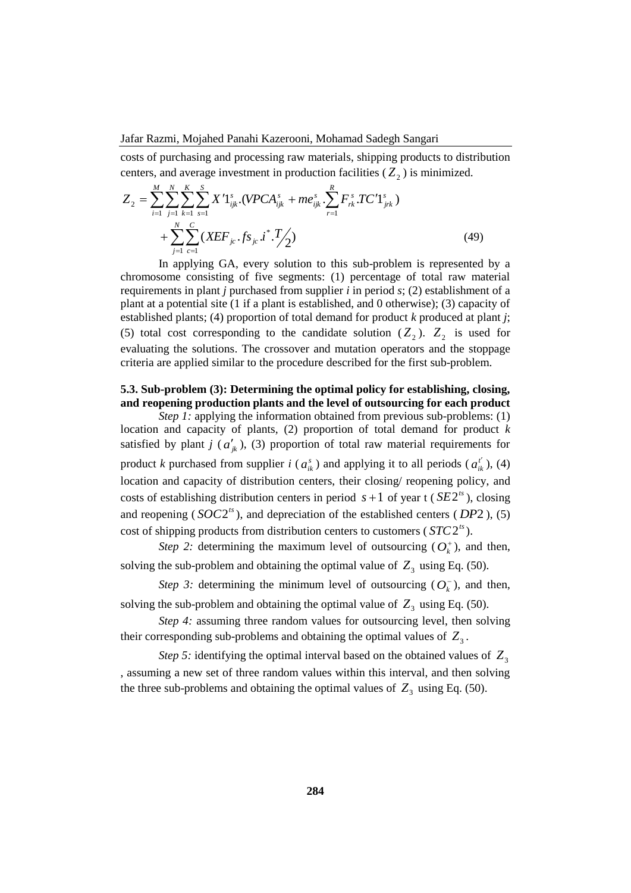costs of purchasing and processing raw materials, shipping products to distribution centers, and average investment in production facilities ( $Z_2$ ) is minimized.

$$Z_2 = \sum_{i=1}^{M}\sum_{j=1}^{N}\sum_{k=1}^{K}\sum_{s=1}^{S} X'1_{ijk}^{s}.(VPCA_{ijk}^{s} + me_{ijk}^{s}.\sum_{r=1}^{R} F_{rk}^{s}.TC'1_{jrk}^{s}) + \sum_{j=1}^{N}\sum_{c=1}^{C}(XEF_{jc}.fs_{jc}.i^{*}.T/2) \tag{49}$$

In applying GA, every solution to this sub-problem is represented by a chromosome consisting of five segments: (1) percentage of total raw material requirements in plant *j* purchased from supplier *i* in period *s*; (2) establishment of a plant at a potential site (1 if a plant is established, and 0 otherwise); (3) capacity of established plants; (4) proportion of total demand for product *k* produced at plant *j*; (5) total cost corresponding to the candidate solution ( $Z_2$ ). $Z_2$ is used for evaluating the solutions. The crossover and mutation operators and the stoppage criteria are applied similar to the procedure described for the first sub-problem.

### 5.3. Sub-problem (3): Determining the optimal policy for establishing, closing, and reopening production plants and the level of outsourcing for each product

*Step 1:* applying the information obtained from previous sub-problems: (1) location and capacity of plants, (2) proportion of total demand for product *k* satisfied by plant *j* ( $a'_{jk}$ ), (3) proportion of total raw material requirements for product *k* purchased from supplier *i* ( $a_{ik}^{s}$ ) and applying it to all periods ( $a_{ik}^{t'}$ ), (4) location and capacity of distribution centers, their closing/ reopening policy, and costs of establishing distribution centers in period $s+1$ of year t ( $SE2^{ts}$ ), closing and reopening ( $SOC2^{ts}$ ), and depreciation of the established centers ( $DP2$ ), (5) cost of shipping products from distribution centers to customers ( $STC2^{ts}$ ).

*Step 2:* determining the maximum level of outsourcing ( $O_k^{+}$ ), and then, solving the sub-problem and obtaining the optimal value of $Z_3$ using Eq. (50).

*Step 3:* determining the minimum level of outsourcing ( $O_k^{-}$ ), and then, solving the sub-problem and obtaining the optimal value of $Z_3$ using Eq. (50).

*Step 4:* assuming three random values for outsourcing level, then solving their corresponding sub-problems and obtaining the optimal values of $Z_3$.

*Step 5:* identifying the optimal interval based on the obtained values of $Z_3$, assuming a new set of three random values within this interval, and then solving the three sub-problems and obtaining the optimal values of $Z_3$ using Eq. (50).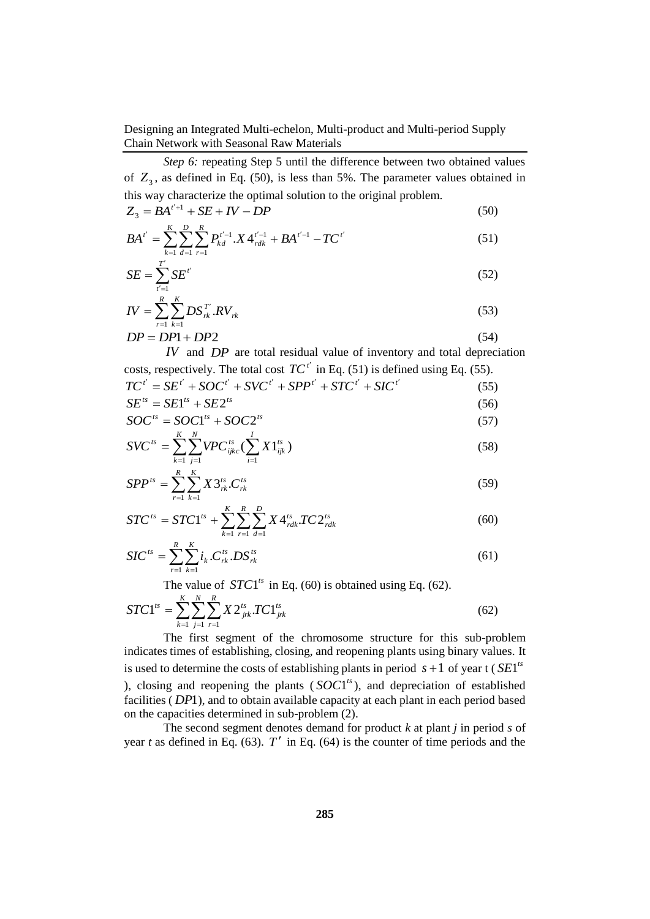*Step 6:* repeating Step 5 until the difference between two obtained values of $Z_3$, as defined in Eq. (50), is less than 5%. The parameter values obtained in this way characterize the optimal solution to the original problem.

$$Z_3 = BA^{t'+1} + SE + IV - DP \tag{50}$$

$$BA^{t'} = \sum_{k=1}^{K}\sum_{d=1}^{D}\sum_{r=1}^{R} P_{kd}^{t'-1}.X4_{rdk}^{t'-1} + BA^{t'-1} - TC^{t'} \tag{51}$$

$$SE = \sum_{t'=1}^{T'} SE^{t'} \tag{52}$$

$$IV = \sum_{r=1}^{R}\sum_{k=1}^{K} DS_{rk}^{T'}.RV_{rk} \tag{53}$$

$$DP = DP1 + DP2 \tag{54}$$

$IV$ and $DP$ are total residual value of inventory and total depreciation costs, respectively. The total cost $TC^{t'}$ in Eq. (51) is defined using Eq. (55).

$$TC^{t'} = SE^{t'} + SOC^{t'} + SVC^{t'} + SPP^{t'} + STC^{t'} + SIC^{t'} \tag{55}$$

$$SE^{ts} = SE1^{ts} + SE2^{ts} \tag{56}$$

$$SOC^{ts} = SOC1^{ts} + SOC2^{ts} \tag{57}$$

$$SVC^{ts} = \sum_{k=1}^{K}\sum_{j=1}^{N} VPC_{ijkc}^{ts}(\sum_{i=1}^{I} X1_{ijk}^{ts}) \tag{58}$$

$$SPP^{ts} = \sum_{r=1}^{R}\sum_{k=1}^{K} X3_{rk}^{ts}.C_{rk}^{ts} \tag{59}$$

$$STC^{ts} = STC1^{ts} + \sum_{k=1}^{K}\sum_{r=1}^{R}\sum_{d=1}^{D} X4_{rdk}^{ts}.TC2_{rdk}^{ts} \tag{60}$$

$$SIC^{ts} = \sum_{r=1}^{R}\sum_{k=1}^{K} i_k.C_{rk}^{ts}.DS_{rk}^{ts} \tag{61}$$

The value of $STC1^{ts}$ in Eq. (60) is obtained using Eq. (62).

$$STC1^{ts} = \sum_{k=1}^{K}\sum_{j=1}^{N}\sum_{r=1}^{R} X2_{jrk}^{ts}.TC1_{jrk}^{ts} \tag{62}$$

The first segment of the chromosome structure for this sub-problem indicates times of establishing, closing, and reopening plants using binary values. It is used to determine the costs of establishing plants in period $s+1$ of year t ($SE1^{ts}$), closing and reopening the plants ($SOC1^{ts}$), and depreciation of established facilities ($DP1$), and to obtain available capacity at each plant in each period based on the capacities determined in sub-problem (2).

The second segment denotes demand for product *k* at plant *j* in period *s* of year *t* as defined in Eq. (63). $T'$ in Eq. (64) is the counter of time periods and the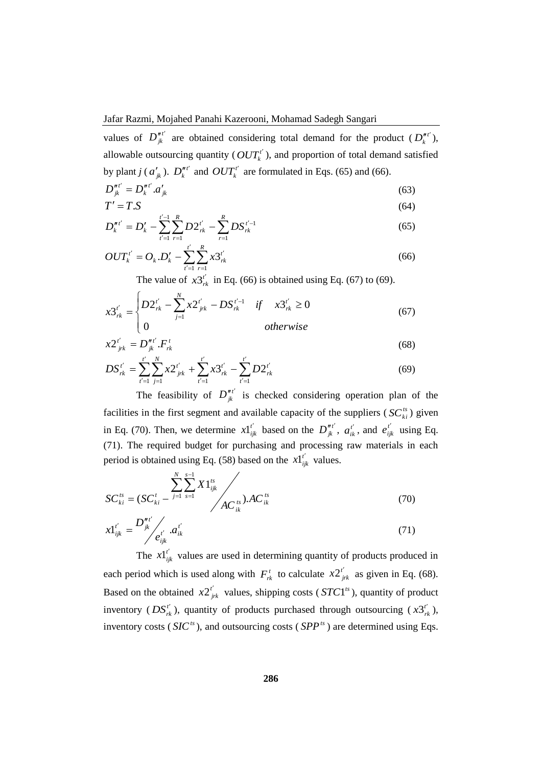values of $D''^{t'}_{jk}$ are obtained considering total demand for the product ($D''^{t'}_{k}$), allowable outsourcing quantity ($OUT^{t'}_{k}$), and proportion of total demand satisfied by plant *j* ($a'_{jk}$). $D''^{t'}_{k}$ and $OUT^{t'}_{k}$ are formulated in Eqs. (65) and (66).

$$D''^{t'}_{jk} = D''^{t'}_{k} . a'_{jk} \tag{63}$$

$$T' = T.S \tag{64}$$

$$D''^{t'}_{k} = D'_{k} - \sum_{t'=1}^{t'-1} \sum_{r=1}^{R} D2^{t'}_{rk} - \sum_{r=1}^{R} DS^{t'-1}_{rk} \tag{65}$$

$$OUT^{t'}_{k} = O_{k} . D'_{k} - \sum_{t'=1}^{t'} \sum_{r=1}^{R} x3^{t'}_{rk} \tag{66}$$

The value of $x3^{t'}_{rk}$ in Eq. (66) is obtained using Eq. (67) to (69).

$$x3^{t'}_{rk} = \begin{cases} D2^{t'}_{rk} - \sum_{j=1}^{N} x2^{t'}_{jrk} - DS^{t'-1}_{rk} & if \quad x3^{t'}_{rk} \geq 0 \\ 0 & otherwise \end{cases} \tag{67}$$

$$x2^{t'}_{jrk} = D''^{t'}_{jk} . F^{t}_{rk} \tag{68}$$

$$DS^{t'}_{rk} = \sum_{t'=1}^{t'} \sum_{j=1}^{N} x2^{t'}_{jrk} + \sum_{t'=1}^{t'} x3^{t'}_{rk} - \sum_{t'=1}^{t'} D2^{t'}_{rk} \tag{69}$$

The feasibility of $D''^{t'}_{jk}$ is checked considering operation plan of the facilities in the first segment and available capacity of the suppliers ($SC^{ts}_{ki}$) given in Eq. (70). Then, we determine $x1^{t'}_{ijk}$ based on the $D''^{t'}_{jk}$, $a^{t'}_{ik}$, and $e^{t'}_{ijk}$ using Eq. (71). The required budget for purchasing and processing raw materials in each period is obtained using Eq. (58) based on the $x1^{t'}_{ijk}$ values.

$$SC^{ts}_{ki} = (SC^{t}_{ki} - \sum_{j=1}^{N} \sum_{s=1}^{s-1} X1^{ts}_{ijk} \Big/ AC^{ts}_{ik}) . AC^{ts}_{ik} \tag{70}$$

$$x1^{t'}_{ijk} = D''^{t'}_{jk} \Big/ e^{t'}_{ijk} . a^{t'}_{ik} \tag{71}$$

The $x1^{t'}_{ijk}$ values are used in determining quantity of products produced in each period which is used along with $F^{t}_{rk}$ to calculate $x2^{t'}_{jrk}$ as given in Eq. (68). Based on the obtained $x2^{t'}_{jrk}$ values, shipping costs ($STC1^{ts}$), quantity of product inventory ($DS^{t'}_{rk}$), quantity of products purchased through outsourcing ($x3^{t'}_{rk}$), inventory costs ($SIC^{ts}$), and outsourcing costs ($SPP^{ts}$) are determined using Eqs.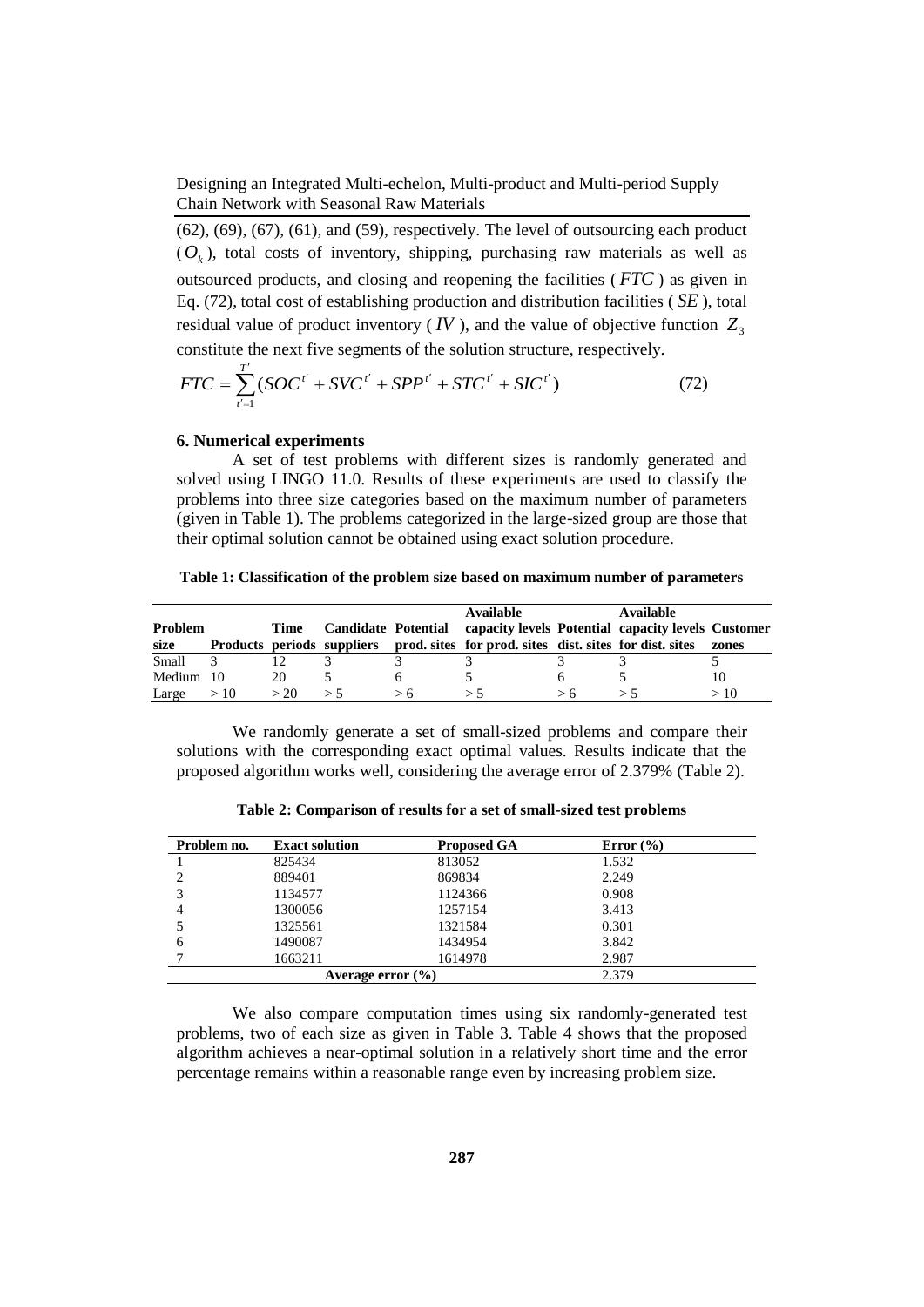(62), (69), (67), (61), and (59), respectively. The level of outsourcing each product ($O_k$), total costs of inventory, shipping, purchasing raw materials as well as outsourced products, and closing and reopening the facilities ($FTC$) as given in Eq. (72), total cost of establishing production and distribution facilities ($SE$), total residual value of product inventory ($IV$), and the value of objective function $Z_3$ constitute the next five segments of the solution structure, respectively.

$$FTC = \sum_{t'=1}^{T'} (SOC^{t'} + SVC^{t'} + SPP^{t'} + STC^{t'} + SIC^{t'}) \tag{72}$$

## 6. Numerical experiments

A set of test problems with different sizes is randomly generated and solved using LINGO 11.0. Results of these experiments are used to classify the problems into three size categories based on the maximum number of parameters (given in Table 1). The problems categorized in the large-sized group are those that their optimal solution cannot be obtained using exact solution procedure.

**Table 1: Classification of the problem size based on maximum number of parameters**

| Problem size | Products | Time periods | Candidate suppliers | Potential prod. sites | Available capacity levels for prod. sites | Potential dist. sites | Available capacity levels for dist. sites | Customer zones |
|---|---|---|---|---|---|---|---|---|
| Small | 3 | 12 | 3 | 3 | 3 | 3 | 3 | 5 |
| Medium | 10 | 20 | 5 | 6 | 5 | 6 | 5 | 10 |
| Large | > 10 | > 20 | > 5 | > 6 | > 5 | > 6 | > 5 | > 10 |

We randomly generate a set of small-sized problems and compare their solutions with the corresponding exact optimal values. Results indicate that the proposed algorithm works well, considering the average error of 2.379% (Table 2).

**Table 2: Comparison of results for a set of small-sized test problems**

| Problem no. | Exact solution | Proposed GA | Error (%) |
|---|---|---|---|
| 1 | 825434 | 813052 | 1.532 |
| 2 | 889401 | 869834 | 2.249 |
| 3 | 1134577 | 1124366 | 0.908 |
| 4 | 1300056 | 1257154 | 3.413 |
| 5 | 1325561 | 1321584 | 0.301 |
| 6 | 1490087 | 1434954 | 3.842 |
| 7 | 1663211 | 1614978 | 2.987 |
| **Average error (%)** | | | 2.379 |

We also compare computation times using six randomly-generated test problems, two of each size as given in Table 3. Table 4 shows that the proposed algorithm achieves a near-optimal solution in a relatively short time and the error percentage remains within a reasonable range even by increasing problem size.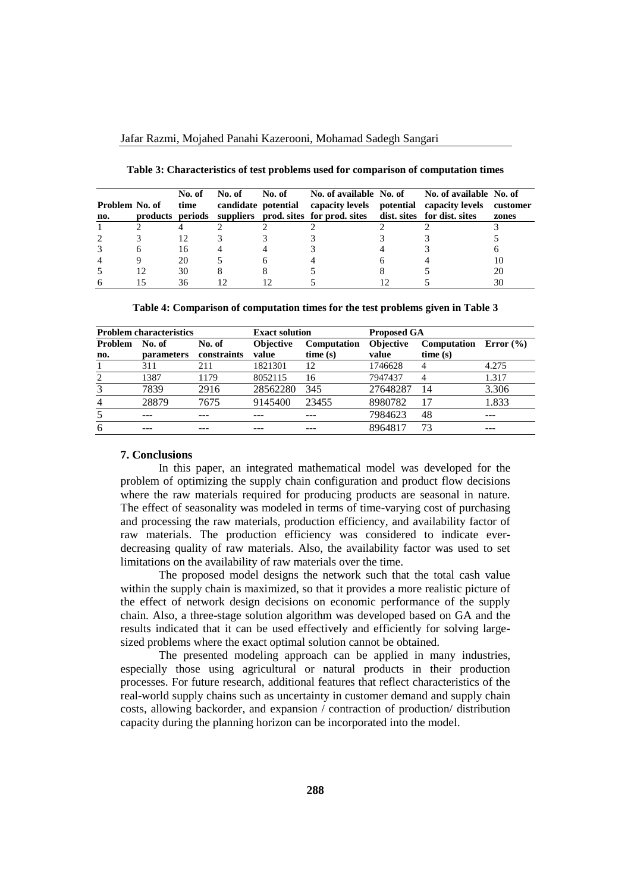**Table 3: Characteristics of test problems used for comparison of computation times**

| Problem no. | No. of products | No. of time periods | No. of candidate suppliers | No. of potential prod. sites | No. of available capacity levels for prod. sites | No. of potential dist. sites | No. of available capacity levels for dist. sites | No. of customer zones |
|---|---|---|---|---|---|---|---|---|
| 1 | 2 | 4 | 2 | 2 | 2 | 2 | 2 | 3 |
| 2 | 3 | 12 | 3 | 3 | 3 | 3 | 3 | 5 |
| 3 | 6 | 16 | 4 | 4 | 3 | 4 | 3 | 6 |
| 4 | 9 | 20 | 5 | 6 | 4 | 6 | 4 | 10 |
| 5 | 12 | 30 | 8 | 8 | 5 | 8 | 5 | 20 |
| 6 | 15 | 36 | 12 | 12 | 5 | 12 | 5 | 30 |

**Table 4: Comparison of computation times for the test problems given in Table 3**

| Problem characteristics | | | Exact solution | | Proposed GA | | |
|---|---|---|---|---|---|---|---|
| **Problem no.** | **No. of parameters** | **No. of constraints** | **Objective value** | **Computation time (s)** | **Objective value** | **Computation time (s)** | **Error (%)** |
| 1 | 311 | 211 | 1821301 | 12 | 1746628 | 4 | 4.275 |
| 2 | 1387 | 1179 | 8052115 | 16 | 7947437 | 4 | 1.317 |
| 3 | 7839 | 2916 | 28562280 | 345 | 27648287 | 14 | 3.306 |
| 4 | 28879 | 7675 | 9145400 | 23455 | 8980782 | 17 | 1.833 |
| 5 | --- | --- | --- | --- | 7984623 | 48 | --- |
| 6 | --- | --- | --- | --- | 8964817 | 73 | --- |

## 7. Conclusions

In this paper, an integrated mathematical model was developed for the problem of optimizing the supply chain configuration and product flow decisions where the raw materials required for producing products are seasonal in nature. The effect of seasonality was modeled in terms of time-varying cost of purchasing and processing the raw materials, production efficiency, and availability factor of raw materials. The production efficiency was considered to indicate ever-decreasing quality of raw materials. Also, the availability factor was used to set limitations on the availability of raw materials over the time.

The proposed model designs the network such that the total cash value within the supply chain is maximized, so that it provides a more realistic picture of the effect of network design decisions on economic performance of the supply chain. Also, a three-stage solution algorithm was developed based on GA and the results indicated that it can be used effectively and efficiently for solving large-sized problems where the exact optimal solution cannot be obtained.

The presented modeling approach can be applied in many industries, especially those using agricultural or natural products in their production processes. For future research, additional features that reflect characteristics of the real-world supply chains such as uncertainty in customer demand and supply chain costs, allowing backorder, and expansion / contraction of production/ distribution capacity during the planning horizon can be incorporated into the model.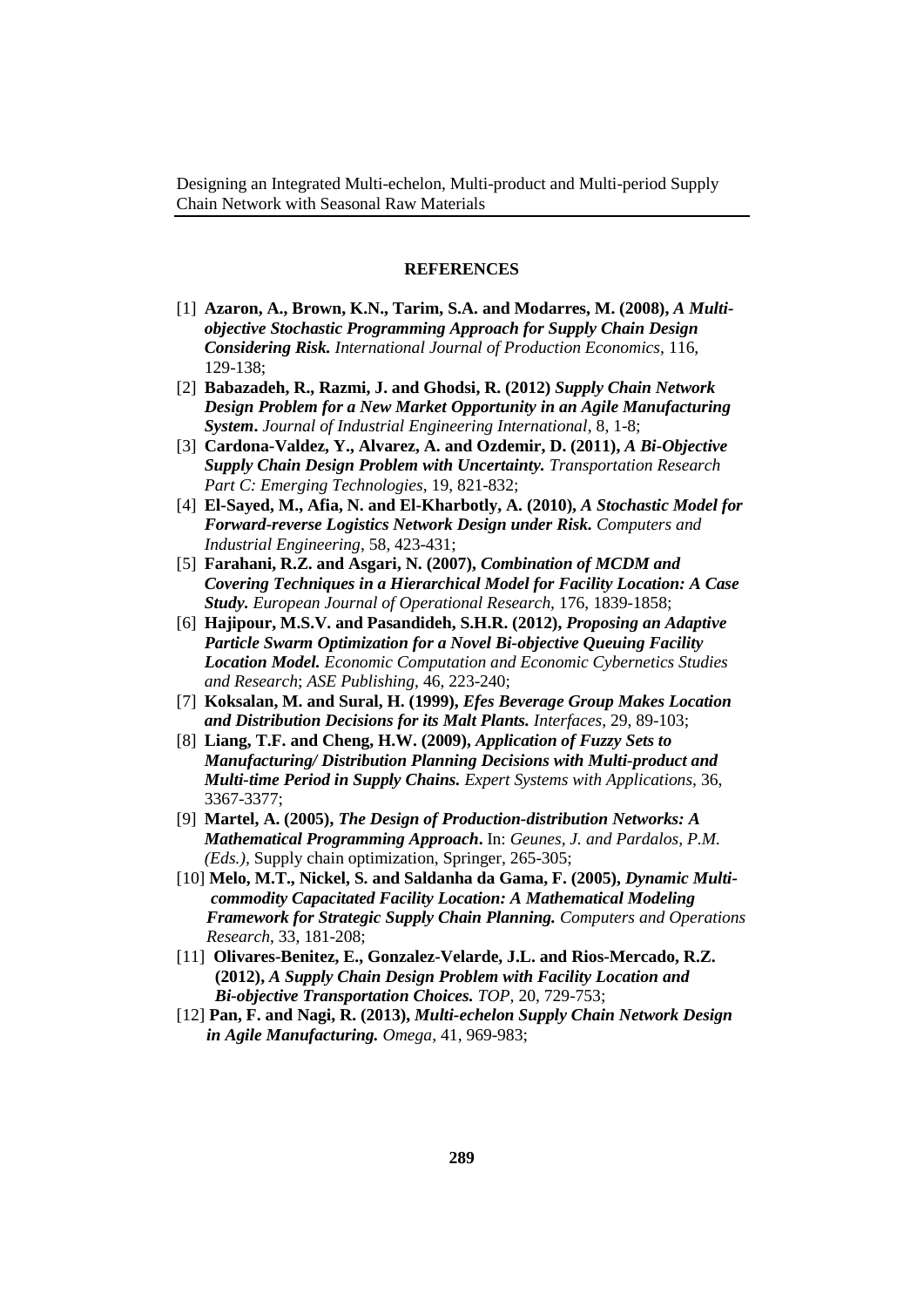**REFERENCES**

[1] **Azaron, A., Brown, K.N., Tarim, S.A. and Modarres, M. (2008),** ***A Multi-objective Stochastic Programming Approach for Supply Chain Design Considering Risk.*** *International Journal of Production Economics*, 116, 129-138;

[2] **Babazadeh, R., Razmi, J. and Ghodsi, R. (2012)** ***Supply Chain Network Design Problem for a New Market Opportunity in an Agile Manufacturing System*****.** *Journal of Industrial Engineering International*, 8, 1-8;

[3] **Cardona-Valdez, Y., Alvarez, A. and Ozdemir, D. (2011),** ***A Bi-Objective Supply Chain Design Problem with Uncertainty.*** *Transportation Research Part C: Emerging Technologies*, 19, 821-832;

[4] **El-Sayed, M., Afia, N. and El-Kharbotly, A. (2010),** ***A Stochastic Model for Forward-reverse Logistics Network Design under Risk.*** *Computers and Industrial Engineering*, 58, 423-431;

[5] **Farahani, R.Z. and Asgari, N. (2007),** ***Combination of MCDM and Covering Techniques in a Hierarchical Model for Facility Location: A Case Study.*** *European Journal of Operational Research,* 176, 1839-1858;

[6] **Hajipour, M.S.V. and Pasandideh, S.H.R. (2012),** ***Proposing an Adaptive Particle Swarm Optimization for a Novel Bi-objective Queuing Facility Location Model.*** *Economic Computation and Economic Cybernetics Studies and Research*; *ASE Publishing*, 46, 223-240;

[7] **Koksalan, M. and Sural, H. (1999),** ***Efes Beverage Group Makes Location and Distribution Decisions for its Malt Plants.*** *Interfaces*, 29, 89-103;

[8] **Liang, T.F. and Cheng, H.W. (2009),** ***Application of Fuzzy Sets to Manufacturing/ Distribution Planning Decisions with Multi-product and Multi-time Period in Supply Chains.*** *Expert Systems with Applications*, 36, 3367-3377;

[9] **Martel, A. (2005),** ***The Design of Production-distribution Networks: A Mathematical Programming Approach*****.** In: *Geunes, J. and Pardalos, P.M. (Eds.)*, Supply chain optimization, Springer, 265-305;

[10] **Melo, M.T., Nickel, S. and Saldanha da Gama, F. (2005),** ***Dynamic Multi-commodity Capacitated Facility Location: A Mathematical Modeling Framework for Strategic Supply Chain Planning.*** *Computers and Operations Research*, 33, 181-208;

[11] **Olivares-Benitez, E., Gonzalez-Velarde, J.L. and Rios-Mercado, R.Z. (2012),** ***A Supply Chain Design Problem with Facility Location and Bi-objective Transportation Choices.*** *TOP*, 20, 729-753;

[12] **Pan, F. and Nagi, R. (2013),** ***Multi-echelon Supply Chain Network Design in Agile Manufacturing.*** *Omega*, 41, 969-983;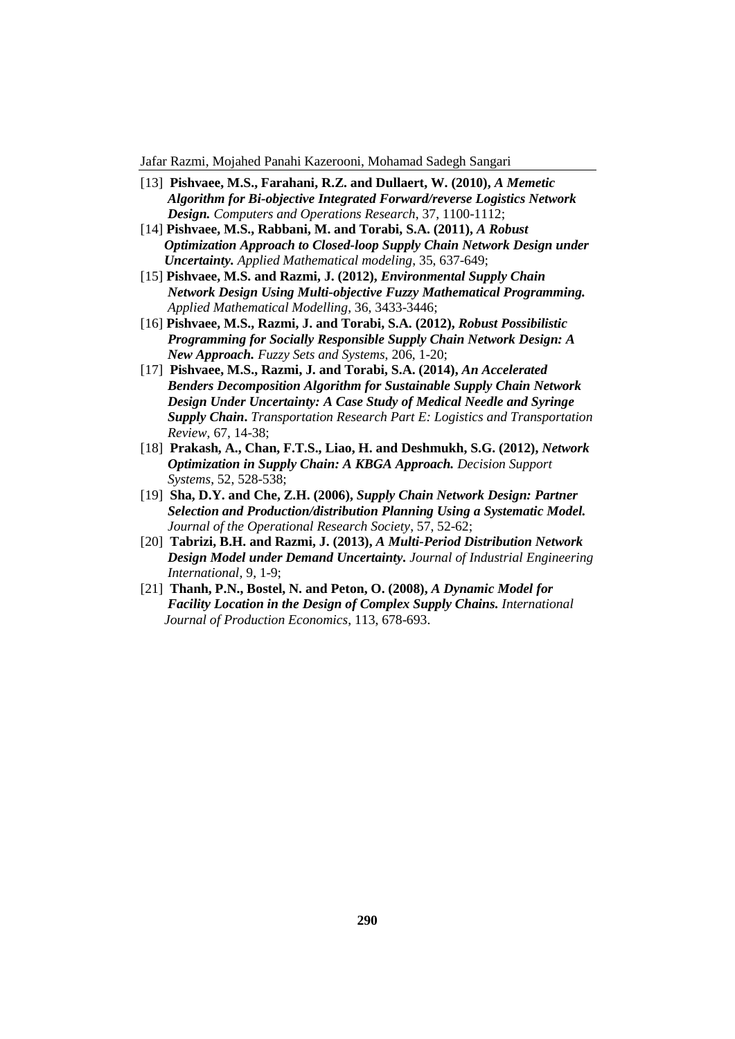[13] **Pishvaee, M.S., Farahani, R.Z. and Dullaert, W. (2010),** ***A Memetic Algorithm for Bi-objective Integrated Forward/reverse Logistics Network Design.*** *Computers and Operations Research*, 37, 1100-1112;

[14] **Pishvaee, M.S., Rabbani, M. and Torabi, S.A. (2011),** ***A Robust Optimization Approach to Closed-loop Supply Chain Network Design under Uncertainty.*** *Applied Mathematical modeling*, 35, 637-649;

[15] **Pishvaee, M.S. and Razmi, J. (2012),** ***Environmental Supply Chain Network Design Using Multi-objective Fuzzy Mathematical Programming.*** *Applied Mathematical Modelling*, 36, 3433-3446;

[16] **Pishvaee, M.S., Razmi, J. and Torabi, S.A. (2012),** ***Robust Possibilistic Programming for Socially Responsible Supply Chain Network Design: A New Approach.*** *Fuzzy Sets and Systems*, 206, 1-20;

[17] **Pishvaee, M.S., Razmi, J. and Torabi, S.A. (2014),** ***An Accelerated Benders Decomposition Algorithm for Sustainable Supply Chain Network Design Under Uncertainty: A Case Study of Medical Needle and Syringe Supply Chain.*** *Transportation Research Part E: Logistics and Transportation Review*, 67, 14-38;

[18] **Prakash, A., Chan, F.T.S., Liao, H. and Deshmukh, S.G. (2012),** ***Network Optimization in Supply Chain: A KBGA Approach.*** *Decision Support Systems*, 52, 528-538;

[19] **Sha, D.Y. and Che, Z.H. (2006),** ***Supply Chain Network Design: Partner Selection and Production/distribution Planning Using a Systematic Model.*** *Journal of the Operational Research Society*, 57, 52-62;

[20] **Tabrizi, B.H. and Razmi, J. (2013),** ***A Multi-Period Distribution Network Design Model under Demand Uncertainty.*** *Journal of Industrial Engineering International*, 9, 1-9;

[21] **Thanh, P.N., Bostel, N. and Peton, O. (2008),** ***A Dynamic Model for Facility Location in the Design of Complex Supply Chains.*** *International Journal of Production Economics*, 113, 678-693.